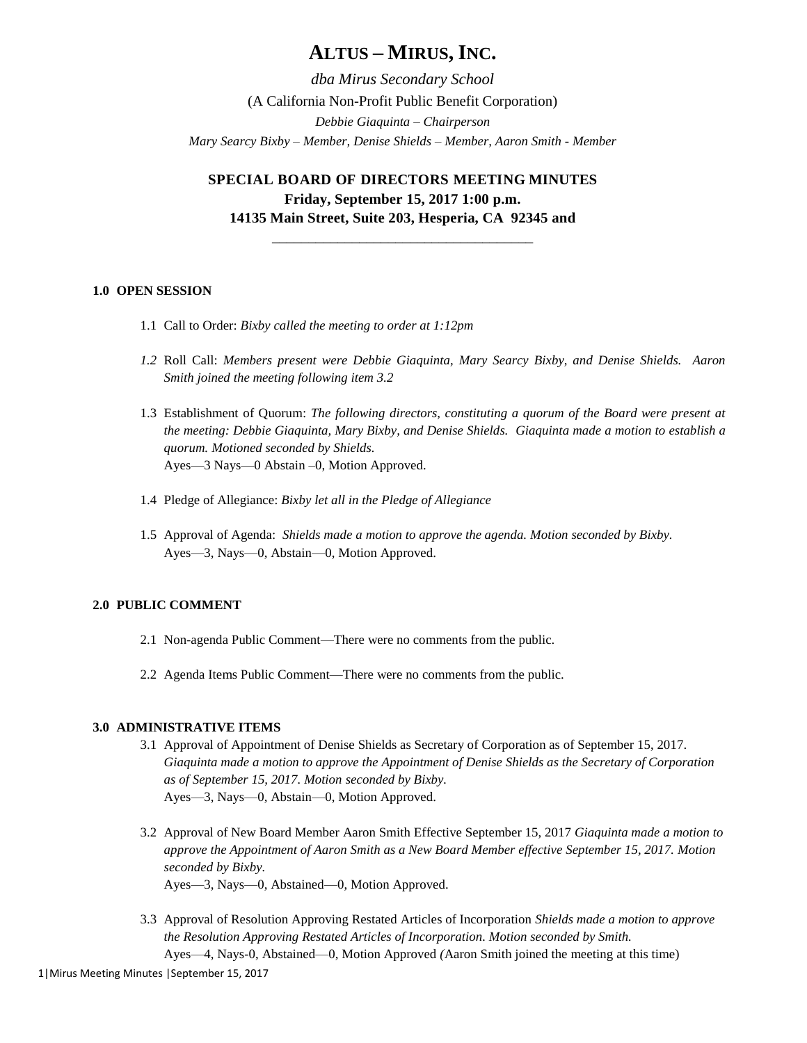# ALTUS – MIRUS, INC.

*dba Mirus Secondary School*

(A California Non-Profit Public Benefit Corporation)

*Debbie Giaquinta – Chairperson*

*Mary Searcy Bixby – Member, Denise Shields – Member, Aaron Smith - Member*

## SPECIAL BOARD OF DIRECTORS MEETING MINUTES

**Friday, September 15, 2017 1:00 p.m.**

**14135 Main Street, Suite 203, Hesperia, CA 92345 and**

---

### 1.0 OPEN SESSION

1.1 Call to Order: *Bixby called the meeting to order at 1:12pm*

*1.2* Roll Call: *Members present were Debbie Giaquinta, Mary Searcy Bixby, and Denise Shields. Aaron Smith joined the meeting following item 3.2*

1.3 Establishment of Quorum: *The following directors, constituting a quorum of the Board were present at the meeting: Debbie Giaquinta, Mary Bixby, and Denise Shields. Giaquinta made a motion to establish a quorum. Motioned seconded by Shields.*
Ayes—3 Nays—0 Abstain –0, Motion Approved.

1.4 Pledge of Allegiance: *Bixby let all in the Pledge of Allegiance*

1.5 Approval of Agenda: *Shields made a motion to approve the agenda. Motion seconded by Bixby.*
Ayes—3, Nays—0, Abstain—0, Motion Approved.

### 2.0 PUBLIC COMMENT

2.1 Non-agenda Public Comment—There were no comments from the public.

2.2 Agenda Items Public Comment—There were no comments from the public.

### 3.0 ADMINISTRATIVE ITEMS

3.1 Approval of Appointment of Denise Shields as Secretary of Corporation as of September 15, 2017. *Giaquinta made a motion to approve the Appointment of Denise Shields as the Secretary of Corporation as of September 15, 2017. Motion seconded by Bixby.*
Ayes—3, Nays—0, Abstain—0, Motion Approved.

3.2 Approval of New Board Member Aaron Smith Effective September 15, 2017 *Giaquinta made a motion to approve the Appointment of Aaron Smith as a New Board Member effective September 15, 2017. Motion seconded by Bixby.*
Ayes—3, Nays—0, Abstained—0, Motion Approved.

3.3 Approval of Resolution Approving Restated Articles of Incorporation *Shields made a motion to approve the Resolution Approving Restated Articles of Incorporation. Motion seconded by Smith.*
Ayes—4, Nays-0, Abstained—0, Motion Approved *(*Aaron Smith joined the meeting at this time)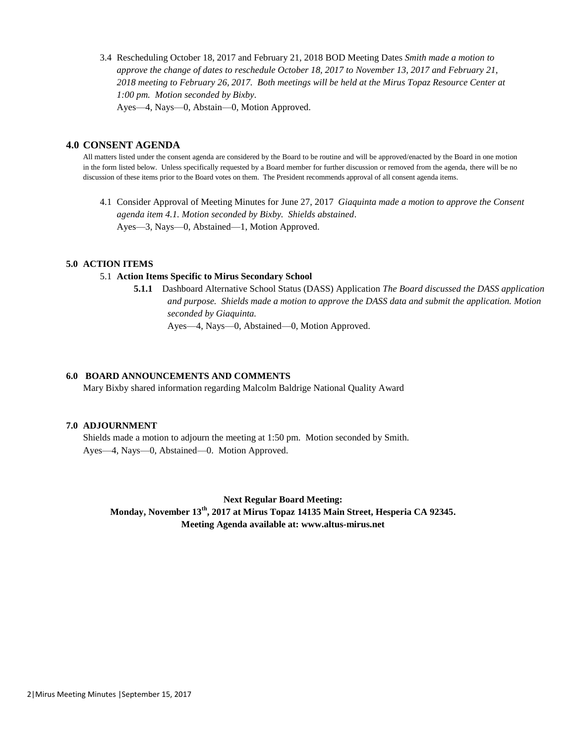3.4 Rescheduling October 18, 2017 and February 21, 2018 BOD Meeting Dates *Smith made a motion to approve the change of dates to reschedule October 18, 2017 to November 13, 2017 and February 21, 2018 meeting to February 26, 2017. Both meetings will be held at the Mirus Topaz Resource Center at 1:00 pm. Motion seconded by Bixby.*

Ayes—4, Nays—0, Abstain—0, Motion Approved.

## 4.0 CONSENT AGENDA

All matters listed under the consent agenda are considered by the Board to be routine and will be approved/enacted by the Board in one motion in the form listed below. Unless specifically requested by a Board member for further discussion or removed from the agenda, there will be no discussion of these items prior to the Board votes on them. The President recommends approval of all consent agenda items.

4.1 Consider Approval of Meeting Minutes for June 27, 2017 *Giaquinta made a motion to approve the Consent agenda item 4.1. Motion seconded by Bixby. Shields abstained*.

Ayes—3, Nays—0, Abstained—1, Motion Approved.

## 5.0 ACTION ITEMS

5.1 **Action Items Specific to Mirus Secondary School**

**5.1.1** Dashboard Alternative School Status (DASS) Application *The Board discussed the DASS application and purpose. Shields made a motion to approve the DASS data and submit the application. Motion seconded by Giaquinta.*

Ayes—4, Nays—0, Abstained—0, Motion Approved.

## 6.0 BOARD ANNOUNCEMENTS AND COMMENTS

Mary Bixby shared information regarding Malcolm Baldrige National Quality Award

## 7.0 ADJOURNMENT

Shields made a motion to adjourn the meeting at 1:50 pm. Motion seconded by Smith.

Ayes—4, Nays—0, Abstained—0. Motion Approved.

**Next Regular Board Meeting:**
**Monday, November 13th, 2017 at Mirus Topaz 14135 Main Street, Hesperia CA 92345.**
**Meeting Agenda available at: www.altus-mirus.net**